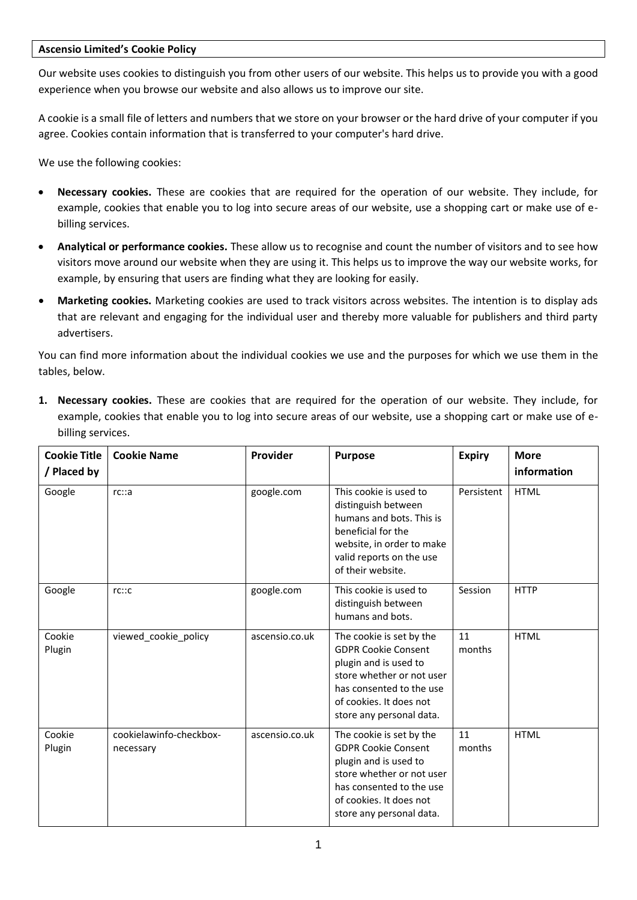**Ascensio Limited's Cookie Policy**

Our website uses cookies to distinguish you from other users of our website. This helps us to provide you with a good experience when you browse our website and also allows us to improve our site.

A cookie is a small file of letters and numbers that we store on your browser or the hard drive of your computer if you agree. Cookies contain information that is transferred to your computer's hard drive.

We use the following cookies:

- **Necessary cookies.** These are cookies that are required for the operation of our website. They include, for example, cookies that enable you to log into secure areas of our website, use a shopping cart or make use of e-billing services.
- **Analytical or performance cookies.** These allow us to recognise and count the number of visitors and to see how visitors move around our website when they are using it. This helps us to improve the way our website works, for example, by ensuring that users are finding what they are looking for easily.
- **Marketing cookies.** Marketing cookies are used to track visitors across websites. The intention is to display ads that are relevant and engaging for the individual user and thereby more valuable for publishers and third party advertisers.

You can find more information about the individual cookies we use and the purposes for which we use them in the tables, below.

1. **Necessary cookies.** These are cookies that are required for the operation of our website. They include, for example, cookies that enable you to log into secure areas of our website, use a shopping cart or make use of e-billing services.

| Cookie Title / Placed by | Cookie Name | Provider | Purpose | Expiry | More information |
|---|---|---|---|---|---|
| Google | rc::a | google.com | This cookie is used to distinguish between humans and bots. This is beneficial for the website, in order to make valid reports on the use of their website. | Persistent | HTML |
| Google | rc::c | google.com | This cookie is used to distinguish between humans and bots. | Session | HTTP |
| Cookie Plugin | viewed_cookie_policy | ascensio.co.uk | The cookie is set by the GDPR Cookie Consent plugin and is used to store whether or not user has consented to the use of cookies. It does not store any personal data. | 11 months | HTML |
| Cookie Plugin | cookielawinfo-checkbox-necessary | ascensio.co.uk | The cookie is set by the GDPR Cookie Consent plugin and is used to store whether or not user has consented to the use of cookies. It does not store any personal data. | 11 months | HTML |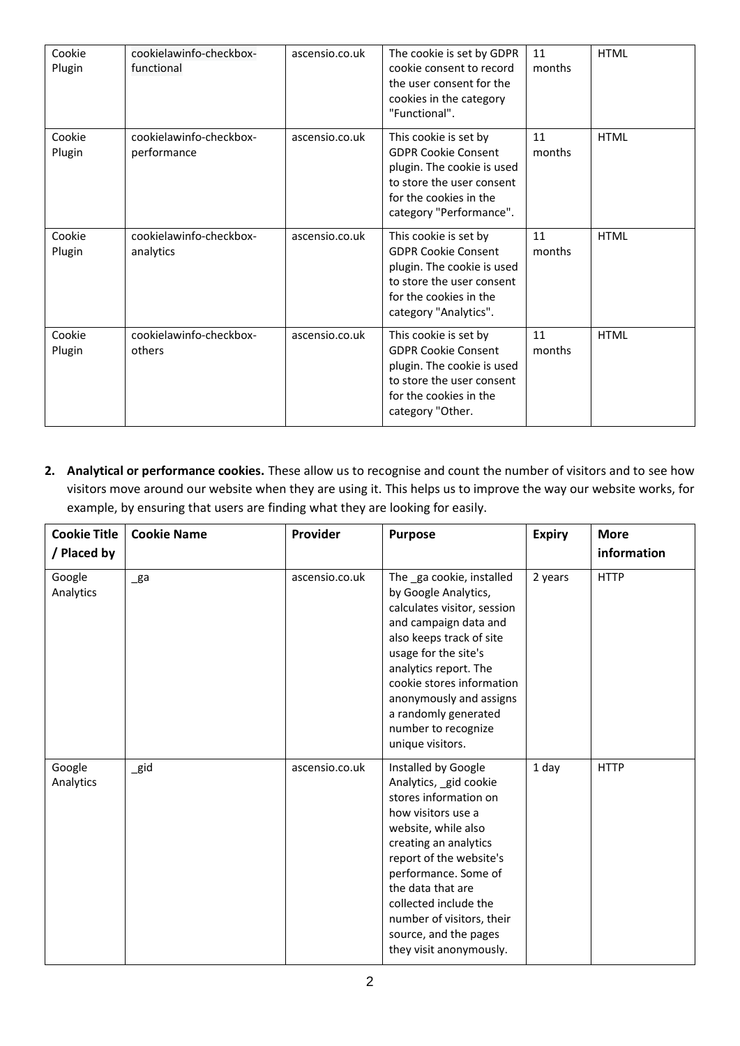| Cookie Plugin | cookielawinfo-checkbox-functional | ascensio.co.uk | The cookie is set by GDPR cookie consent to record the user consent for the cookies in the category "Functional". | 11 months | HTML |
|---|---|---|---|---|---|
| Cookie Plugin | cookielawinfo-checkbox-performance | ascensio.co.uk | This cookie is set by GDPR Cookie Consent plugin. The cookie is used to store the user consent for the cookies in the category "Performance". | 11 months | HTML |
| Cookie Plugin | cookielawinfo-checkbox-analytics | ascensio.co.uk | This cookie is set by GDPR Cookie Consent plugin. The cookie is used to store the user consent for the cookies in the category "Analytics". | 11 months | HTML |
| Cookie Plugin | cookielawinfo-checkbox-others | ascensio.co.uk | This cookie is set by GDPR Cookie Consent plugin. The cookie is used to store the user consent for the cookies in the category "Other. | 11 months | HTML |

2. **Analytical or performance cookies.** These allow us to recognise and count the number of visitors and to see how visitors move around our website when they are using it. This helps us to improve the way our website works, for example, by ensuring that users are finding what they are looking for easily.

| Cookie Title / Placed by | Cookie Name | Provider | Purpose | Expiry | More information |
|---|---|---|---|---|---|
| Google Analytics | _ga | ascensio.co.uk | The _ga cookie, installed by Google Analytics, calculates visitor, session and campaign data and also keeps track of site usage for the site's analytics report. The cookie stores information anonymously and assigns a randomly generated number to recognize unique visitors. | 2 years | HTTP |
| Google Analytics | _gid | ascensio.co.uk | Installed by Google Analytics, _gid cookie stores information on how visitors use a website, while also creating an analytics report of the website's performance. Some of the data that are collected include the number of visitors, their source, and the pages they visit anonymously. | 1 day | HTTP |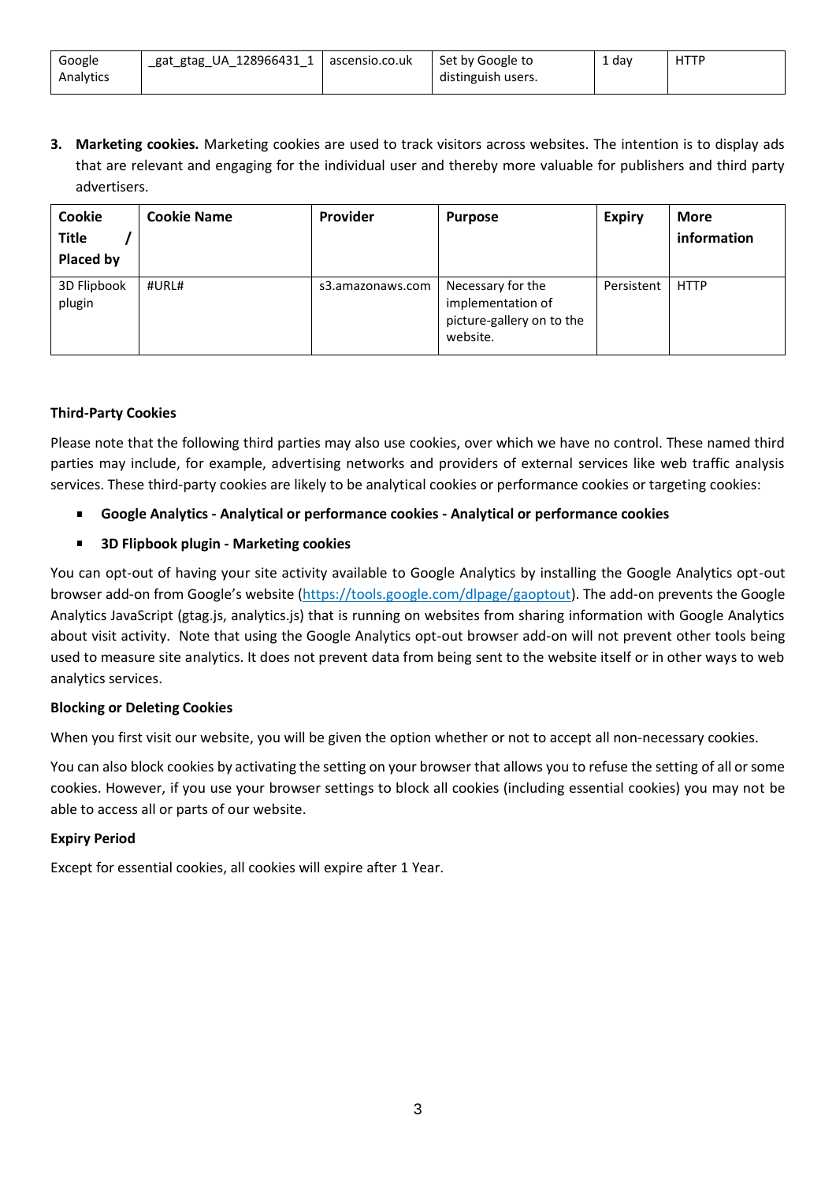| | | | | | |
|---|---|---|---|---|---|
| Google Analytics | _gat_gtag_UA_128966431_1 | ascensio.co.uk | Set by Google to distinguish users. | 1 day | HTTP |

3. **Marketing cookies.** Marketing cookies are used to track visitors across websites. The intention is to display ads that are relevant and engaging for the individual user and thereby more valuable for publishers and third party advertisers.

| Cookie Title / Placed by | Cookie Name | Provider | Purpose | Expiry | More information |
|---|---|---|---|---|---|
| 3D Flipbook plugin | #URL# | s3.amazonaws.com | Necessary for the implementation of picture-gallery on to the website. | Persistent | HTTP |

**Third-Party Cookies**

Please note that the following third parties may also use cookies, over which we have no control. These named third parties may include, for example, advertising networks and providers of external services like web traffic analysis services. These third-party cookies are likely to be analytical cookies or performance cookies or targeting cookies:

- **Google Analytics - Analytical or performance cookies - Analytical or performance cookies**
- **3D Flipbook plugin - Marketing cookies**

You can opt-out of having your site activity available to Google Analytics by installing the Google Analytics opt-out browser add-on from Google's website (https://tools.google.com/dlpage/gaoptout). The add-on prevents the Google Analytics JavaScript (gtag.js, analytics.js) that is running on websites from sharing information with Google Analytics about visit activity. Note that using the Google Analytics opt-out browser add-on will not prevent other tools being used to measure site analytics. It does not prevent data from being sent to the website itself or in other ways to web analytics services.

**Blocking or Deleting Cookies**

When you first visit our website, you will be given the option whether or not to accept all non-necessary cookies.

You can also block cookies by activating the setting on your browser that allows you to refuse the setting of all or some cookies. However, if you use your browser settings to block all cookies (including essential cookies) you may not be able to access all or parts of our website.

**Expiry Period**

Except for essential cookies, all cookies will expire after 1 Year.